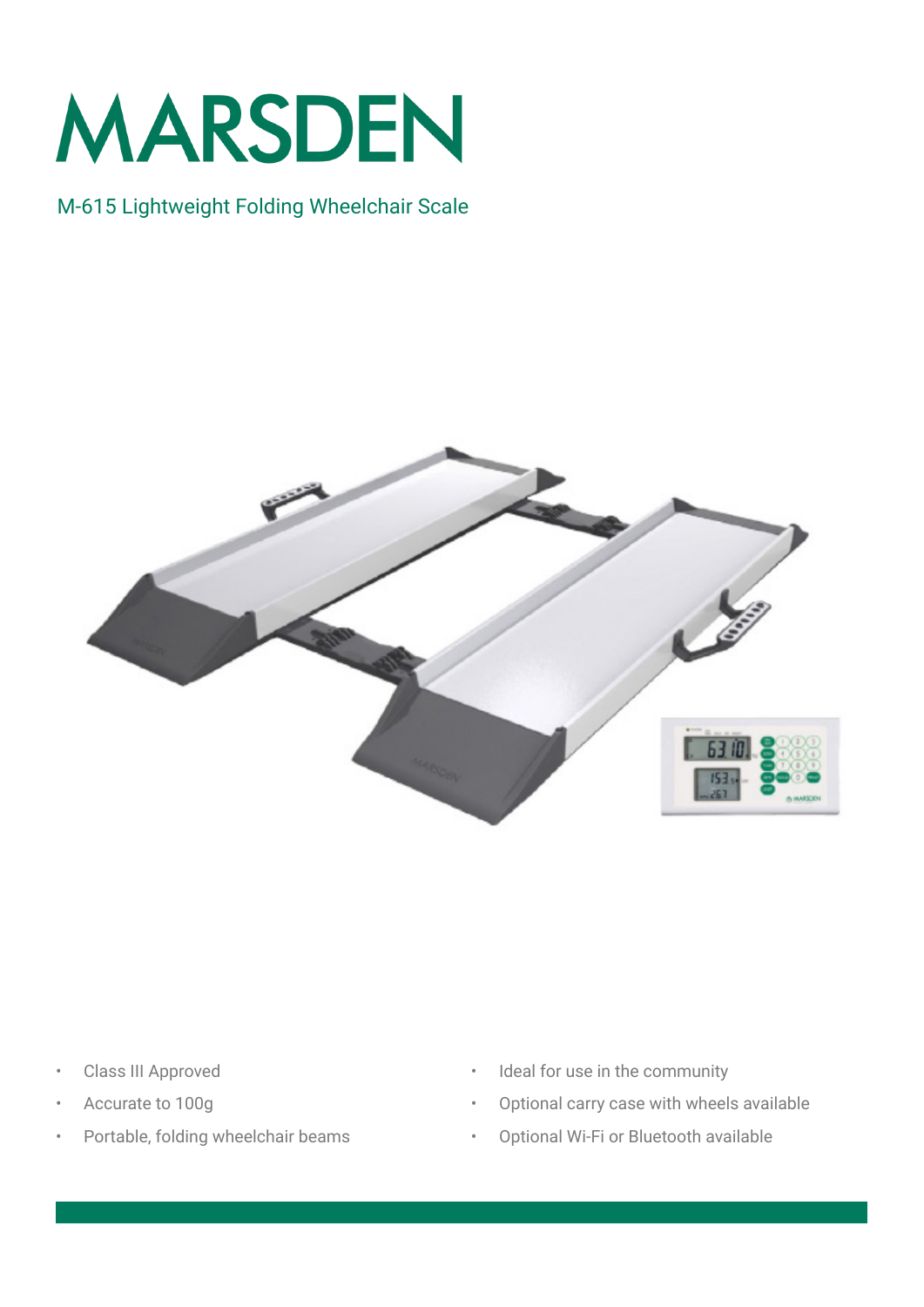# MARSDEN

## M-615 Lightweight Folding Wheelchair Scale

- Class III Approved
- Accurate to 100g
- Portable, folding wheelchair beams
- Ideal for use in the community
- Optional carry case with wheels available
- Optional Wi-Fi or Bluetooth available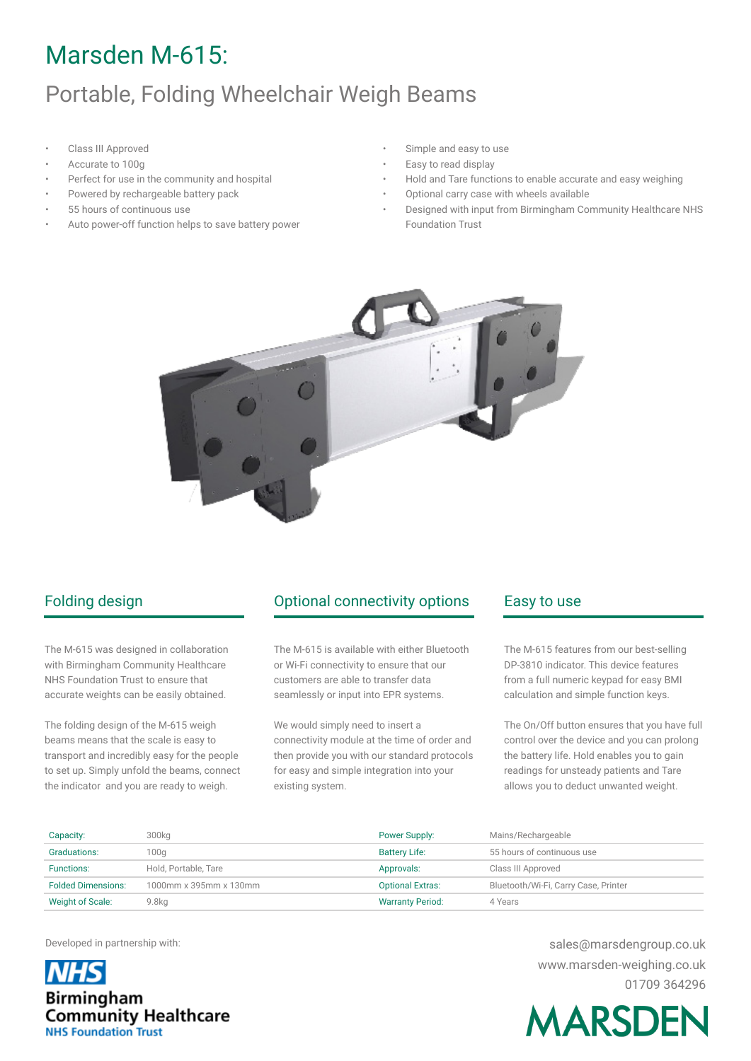// The specs table has no printed header row, so the markdown header row is left empty.
# Marsden M-615:

## Portable, Folding Wheelchair Weigh Beams

- Class III Approved
- Accurate to 100g
- Perfect for use in the community and hospital
- Powered by rechargeable battery pack
- 55 hours of continuous use
- Auto power-off function helps to save battery power
- Simple and easy to use
- Easy to read display
- Hold and Tare functions to enable accurate and easy weighing
- Optional carry case with wheels available
- Designed with input from Birmingham Community Healthcare NHS Foundation Trust

### Folding design

The M-615 was designed in collaboration with Birmingham Community Healthcare NHS Foundation Trust to ensure that accurate weights can be easily obtained.

The folding design of the M-615 weigh beams means that the scale is easy to transport and incredibly easy for the people to set up. Simply unfold the beams, connect the indicator and you are ready to weigh.

### Optional connectivity options

The M-615 is available with either Bluetooth or Wi-Fi connectivity to ensure that our customers are able to transfer data seamlessly or input into EPR systems.

We would simply need to insert a connectivity module at the time of order and then provide you with our standard protocols for easy and simple integration into your existing system.

### Easy to use

The M-615 features from our best-selling DP-3810 indicator. This device features from a full numeric keypad for easy BMI calculation and simple function keys.

The On/Off button ensures that you have full control over the device and you can prolong the battery life. Hold enables you to gain readings for unsteady patients and Tare allows you to deduct unwanted weight.

| | | | |
|---|---|---|---|
| Capacity: | 300kg | Power Supply: | Mains/Rechargeable |
| Graduations: | 100g | Battery Life: | 55 hours of continuous use |
| Functions: | Hold, Portable, Tare | Approvals: | Class III Approved |
| Folded Dimensions: | 1000mm x 395mm x 130mm | Optional Extras: | Bluetooth/Wi-Fi, Carry Case, Printer |
| Weight of Scale: | 9.8kg | Warranty Period: | 4 Years |

Developed in partnership with:

NHS
Birmingham Community Healthcare
NHS Foundation Trust

sales@marsdengroup.co.uk
www.marsden-weighing.co.uk
01709 364296

MARSDEN